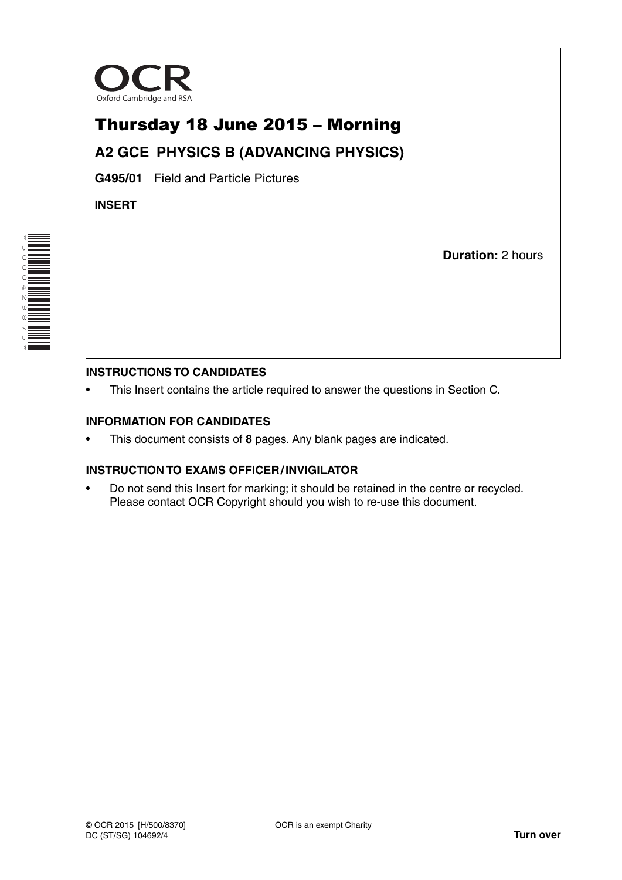OCR
Oxford Cambridge and RSA

# Thursday 18 June 2015 – Morning

## A2 GCE PHYSICS B (ADVANCING PHYSICS)

**G495/01** Field and Particle Pictures

**INSERT**

**Duration:** 2 hours

### INSTRUCTIONS TO CANDIDATES

- This Insert contains the article required to answer the questions in Section C.

### INFORMATION FOR CANDIDATES

- This document consists of **8** pages. Any blank pages are indicated.

### INSTRUCTION TO EXAMS OFFICER / INVIGILATOR

- Do not send this Insert for marking; it should be retained in the centre or recycled. Please contact OCR Copyright should you wish to re-use this document.

© OCR 2015 [H/500/8370]
DC (ST/SG) 104692/4

OCR is an exempt Charity

**Turn over**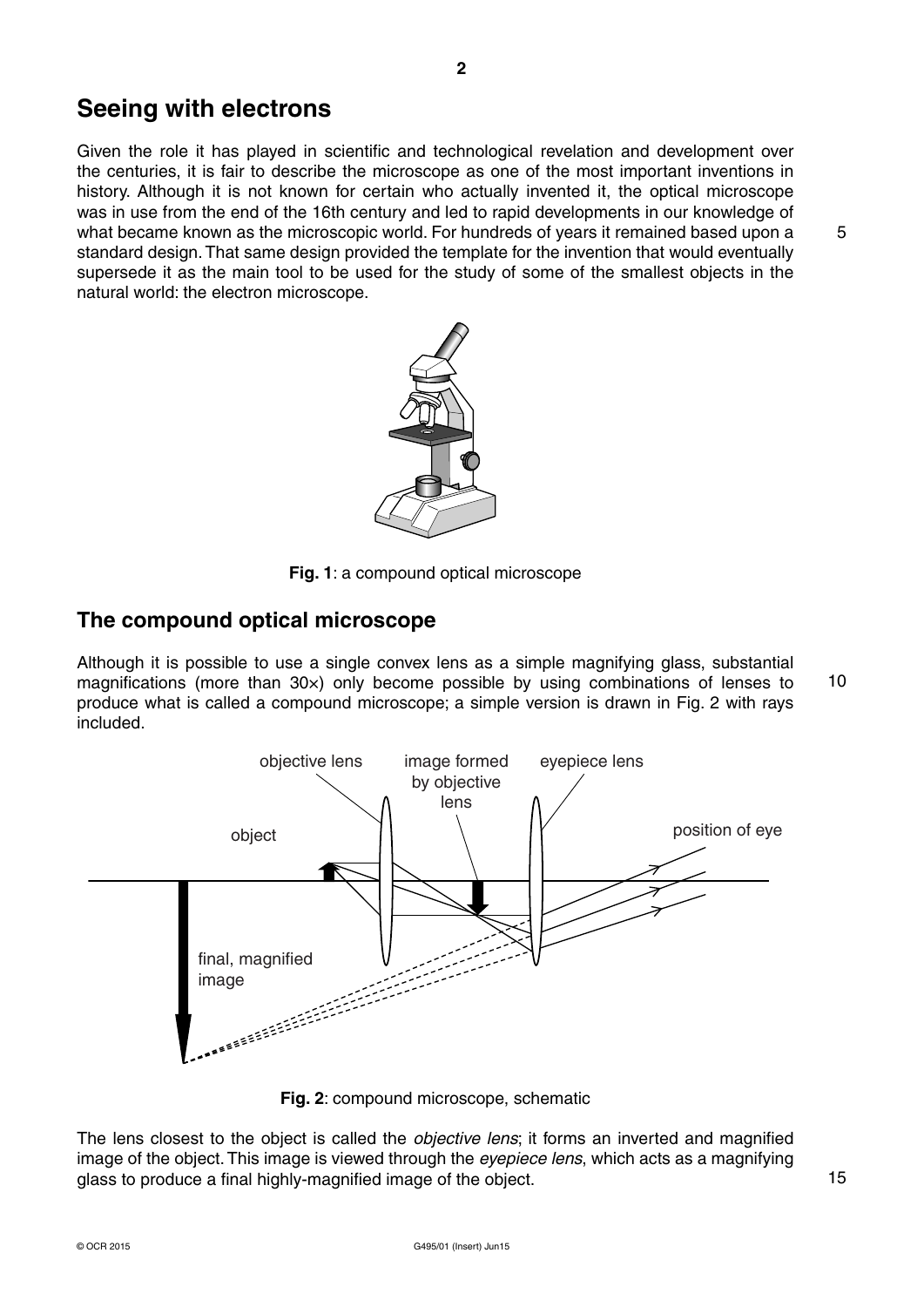# Seeing with electrons

Given the role it has played in scientific and technological revelation and development over the centuries, it is fair to describe the microscope as one of the most important inventions in history. Although it is not known for certain who actually invented it, the optical microscope was in use from the end of the 16th century and led to rapid developments in our knowledge of what became known as the microscopic world. For hundreds of years it remained based upon a standard design. That same design provided the template for the invention that would eventually supersede it as the main tool to be used for the study of some of the smallest objects in the natural world: the electron microscope.

**Fig. 1**: a compound optical microscope

## The compound optical microscope

Although it is possible to use a single convex lens as a simple magnifying glass, substantial magnifications (more than 30×) only become possible by using combinations of lenses to produce what is called a compound microscope; a simple version is drawn in Fig. 2 with rays included.

**Fig. 2**: compound microscope, schematic

The lens closest to the object is called the *objective lens*; it forms an inverted and magnified image of the object. This image is viewed through the *eyepiece lens*, which acts as a magnifying glass to produce a final highly-magnified image of the object.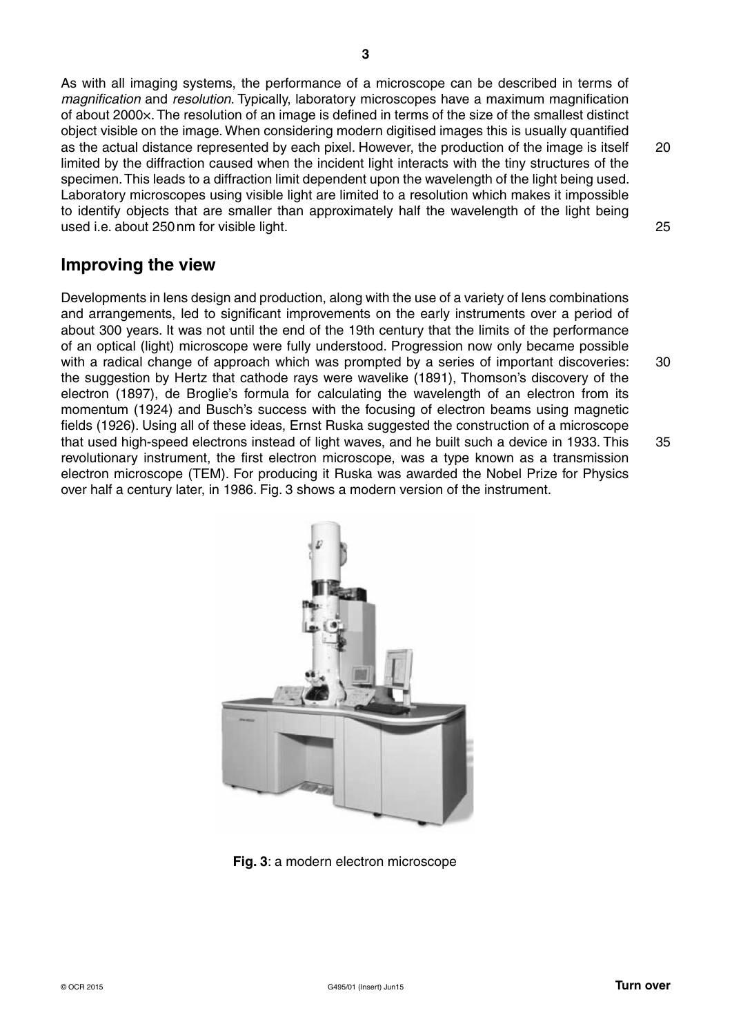As with all imaging systems, the performance of a microscope can be described in terms of *magnification* and *resolution*. Typically, laboratory microscopes have a maximum magnification of about 2000×. The resolution of an image is defined in terms of the size of the smallest distinct object visible on the image. When considering modern digitised images this is usually quantified as the actual distance represented by each pixel. However, the production of the image is itself limited by the diffraction caused when the incident light interacts with the tiny structures of the specimen. This leads to a diffraction limit dependent upon the wavelength of the light being used. Laboratory microscopes using visible light are limited to a resolution which makes it impossible to identify objects that are smaller than approximately half the wavelength of the light being used i.e. about 250 nm for visible light.

## Improving the view

Developments in lens design and production, along with the use of a variety of lens combinations and arrangements, led to significant improvements on the early instruments over a period of about 300 years. It was not until the end of the 19th century that the limits of the performance of an optical (light) microscope were fully understood. Progression now only became possible with a radical change of approach which was prompted by a series of important discoveries: the suggestion by Hertz that cathode rays were wavelike (1891), Thomson's discovery of the electron (1897), de Broglie's formula for calculating the wavelength of an electron from its momentum (1924) and Busch's success with the focusing of electron beams using magnetic fields (1926). Using all of these ideas, Ernst Ruska suggested the construction of a microscope that used high-speed electrons instead of light waves, and he built such a device in 1933. This revolutionary instrument, the first electron microscope, was a type known as a transmission electron microscope (TEM). For producing it Ruska was awarded the Nobel Prize for Physics over half a century later, in 1986. Fig. 3 shows a modern version of the instrument.

**Fig. 3**: a modern electron microscope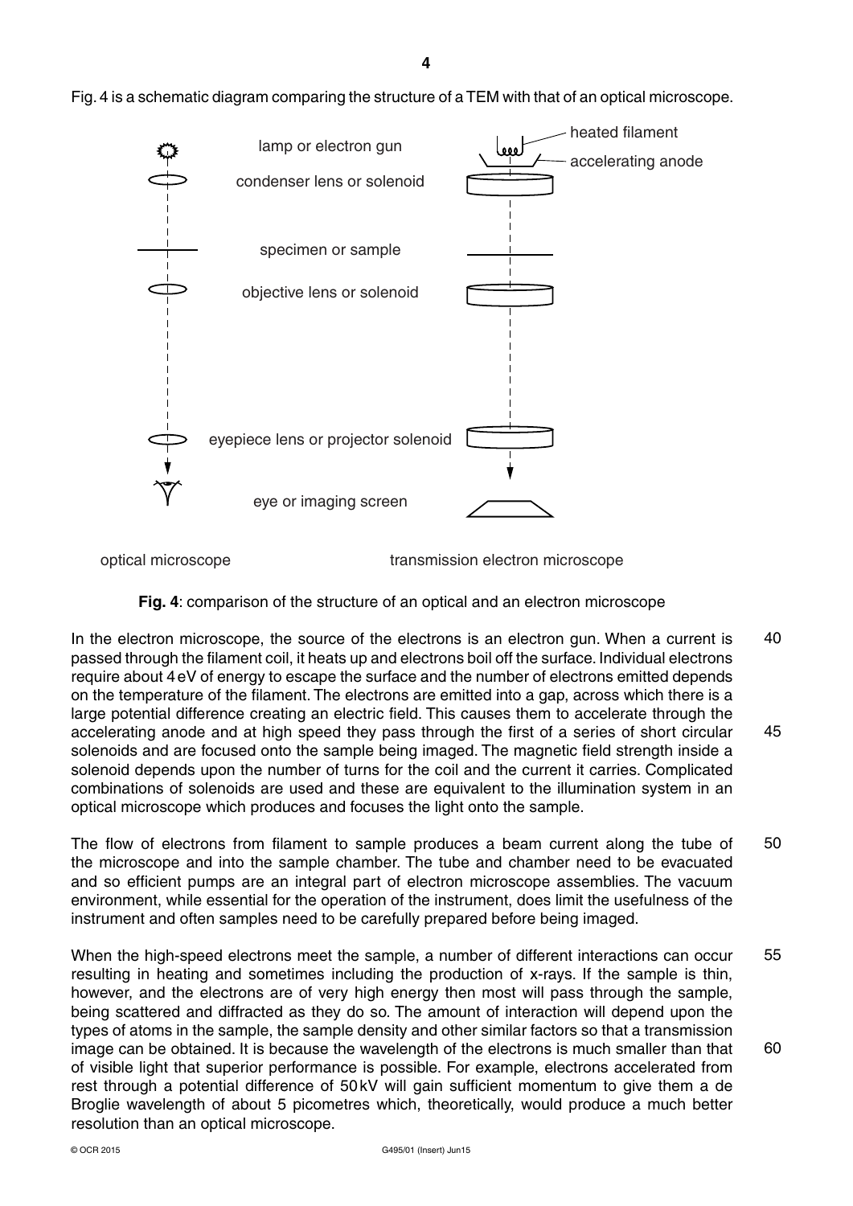Fig. 4 is a schematic diagram comparing the structure of a TEM with that of an optical microscope.

lamp or electron gun — heated filament — accelerating anode

condenser lens or solenoid

specimen or sample

objective lens or solenoid

eyepiece lens or projector solenoid

eye or imaging screen

optical microscope — transmission electron microscope

**Fig. 4**: comparison of the structure of an optical and an electron microscope

In the electron microscope, the source of the electrons is an electron gun. When a current is passed through the filament coil, it heats up and electrons boil off the surface. Individual electrons require about 4 eV of energy to escape the surface and the number of electrons emitted depends on the temperature of the filament. The electrons are emitted into a gap, across which there is a large potential difference creating an electric field. This causes them to accelerate through the accelerating anode and at high speed they pass through the first of a series of short circular solenoids and are focused onto the sample being imaged. The magnetic field strength inside a solenoid depends upon the number of turns for the coil and the current it carries. Complicated combinations of solenoids are used and these are equivalent to the illumination system in an optical microscope which produces and focuses the light onto the sample.

The flow of electrons from filament to sample produces a beam current along the tube of the microscope and into the sample chamber. The tube and chamber need to be evacuated and so efficient pumps are an integral part of electron microscope assemblies. The vacuum environment, while essential for the operation of the instrument, does limit the usefulness of the instrument and often samples need to be carefully prepared before being imaged.

When the high-speed electrons meet the sample, a number of different interactions can occur resulting in heating and sometimes including the production of x-rays. If the sample is thin, however, and the electrons are of very high energy then most will pass through the sample, being scattered and diffracted as they do so. The amount of interaction will depend upon the types of atoms in the sample, the sample density and other similar factors so that a transmission image can be obtained. It is because the wavelength of the electrons is much smaller than that of visible light that superior performance is possible. For example, electrons accelerated from rest through a potential difference of 50 kV will gain sufficient momentum to give them a de Broglie wavelength of about 5 picometres which, theoretically, would produce a much better resolution than an optical microscope.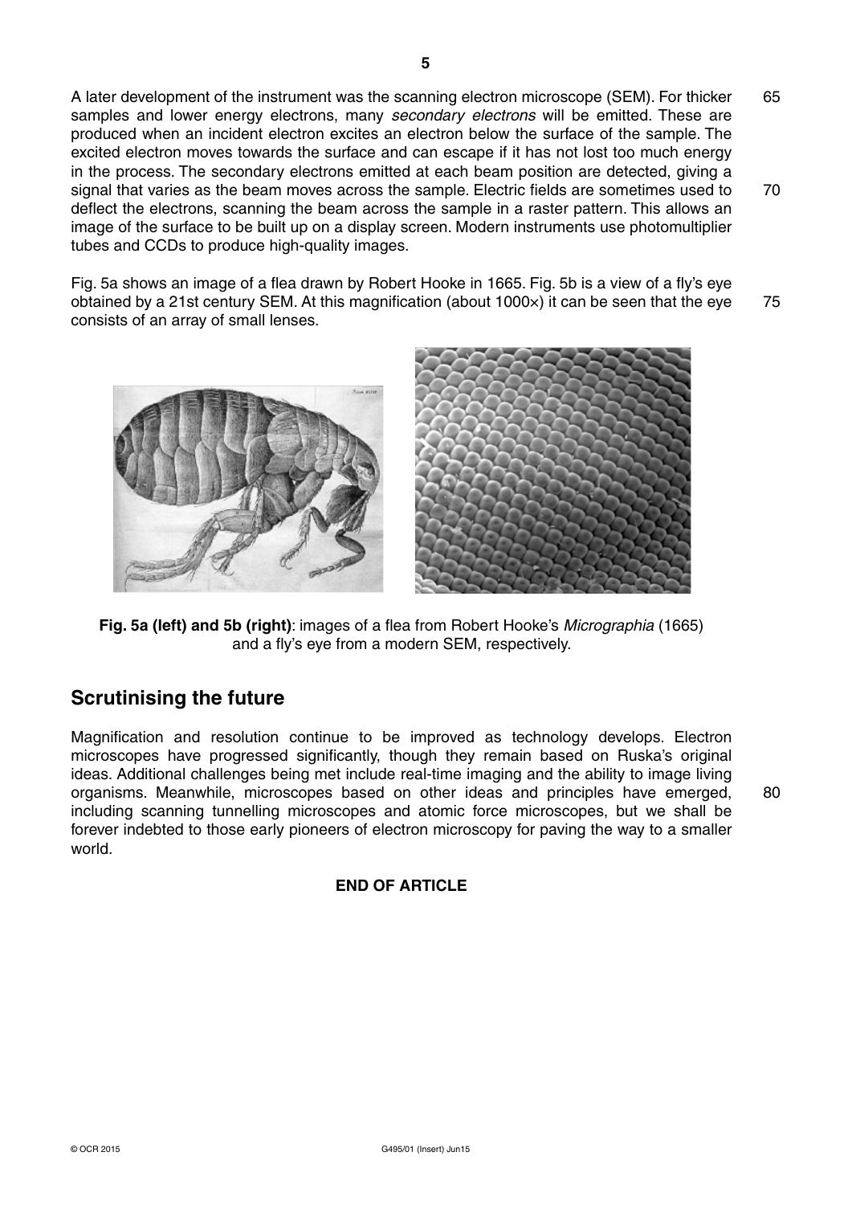A later development of the instrument was the scanning electron microscope (SEM). For thicker samples and lower energy electrons, many *secondary electrons* will be emitted. These are produced when an incident electron excites an electron below the surface of the sample. The excited electron moves towards the surface and can escape if it has not lost too much energy in the process. The secondary electrons emitted at each beam position are detected, giving a signal that varies as the beam moves across the sample. Electric fields are sometimes used to deflect the electrons, scanning the beam across the sample in a raster pattern. This allows an image of the surface to be built up on a display screen. Modern instruments use photomultiplier tubes and CCDs to produce high-quality images.

Fig. 5a shows an image of a flea drawn by Robert Hooke in 1665. Fig. 5b is a view of a fly's eye obtained by a 21st century SEM. At this magnification (about 1000×) it can be seen that the eye consists of an array of small lenses.

**Fig. 5a (left) and 5b (right)**: images of a flea from Robert Hooke's *Micrographia* (1665) and a fly's eye from a modern SEM, respectively.

## Scrutinising the future

Magnification and resolution continue to be improved as technology develops. Electron microscopes have progressed significantly, though they remain based on Ruska's original ideas. Additional challenges being met include real-time imaging and the ability to image living organisms. Meanwhile, microscopes based on other ideas and principles have emerged, including scanning tunnelling microscopes and atomic force microscopes, but we shall be forever indebted to those early pioneers of electron microscopy for paving the way to a smaller world.

**END OF ARTICLE**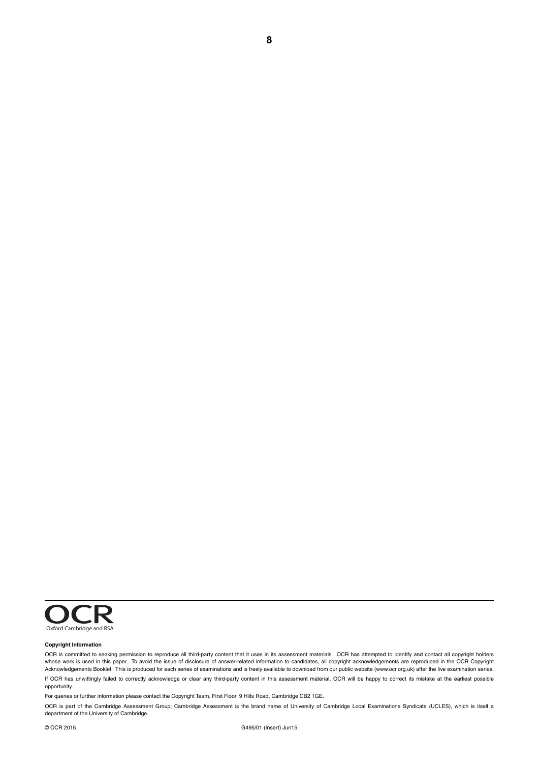OCR
Oxford Cambridge and RSA

**Copyright Information**

OCR is committed to seeking permission to reproduce all third-party content that it uses in its assessment materials. OCR has attempted to identify and contact all copyright holders whose work is used in this paper. To avoid the issue of disclosure of answer-related information to candidates, all copyright acknowledgements are reproduced in the OCR Copyright Acknowledgements Booklet. This is produced for each series of examinations and is freely available to download from our public website (www.ocr.org.uk) after the live examination series.

If OCR has unwittingly failed to correctly acknowledge or clear any third-party content in this assessment material, OCR will be happy to correct its mistake at the earliest possible opportunity.

For queries or further information please contact the Copyright Team, First Floor, 9 Hills Road, Cambridge CB2 1GE.

OCR is part of the Cambridge Assessment Group; Cambridge Assessment is the brand name of University of Cambridge Local Examinations Syndicate (UCLES), which is itself a department of the University of Cambridge.

© OCR 2015 G495/01 (Insert) Jun15